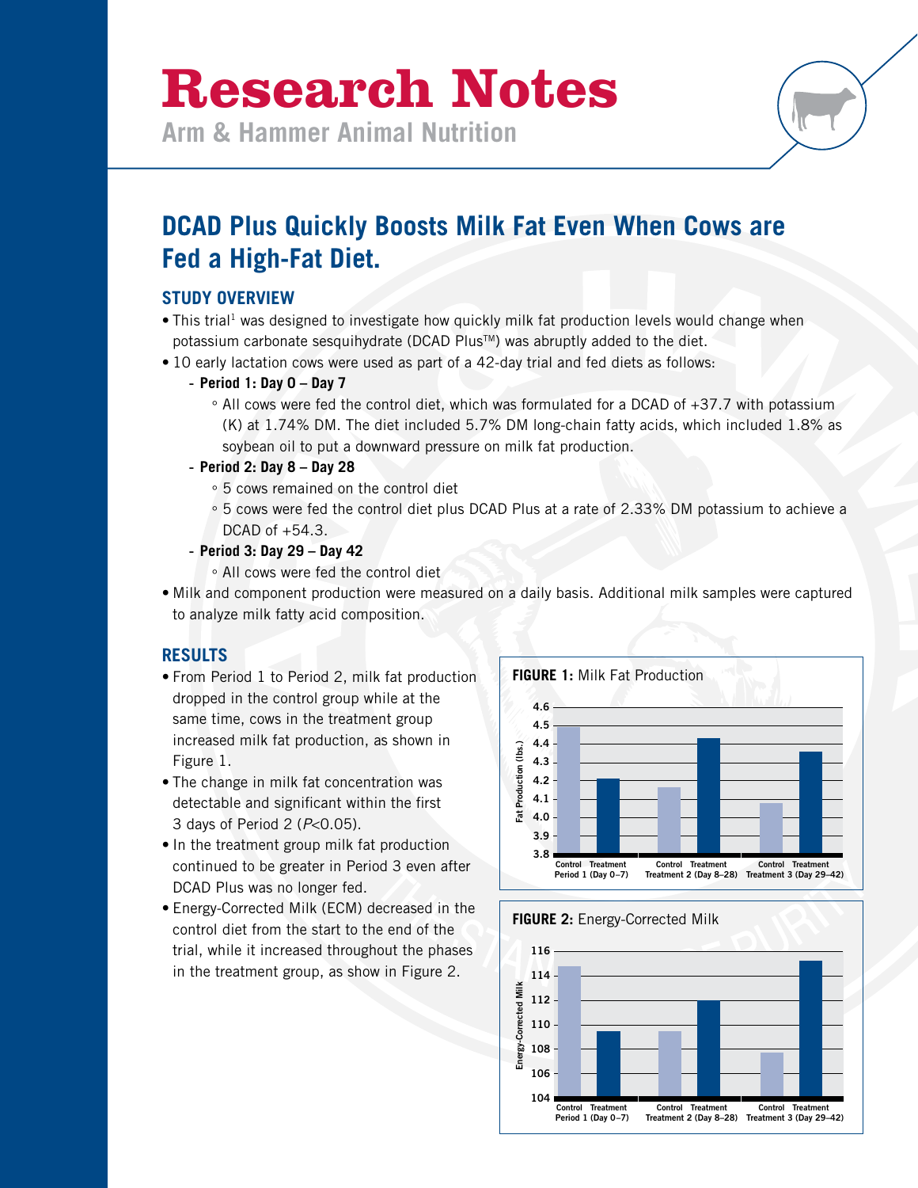# Research Notes

**Arm & Hammer Animal Nutrition**

## DCAD Plus Quickly Boosts Milk Fat Even When Cows are Fed a High-Fat Diet.

### STUDY OVERVIEW

- This trial[1] was designed to investigate how quickly milk fat production levels would change when potassium carbonate sesquihydrate (DCAD Plus™) was abruptly added to the diet.
- 10 early lactation cows were used as part of a 42-day trial and fed diets as follows:
  - **Period 1: Day 0 – Day 7**
    - All cows were fed the control diet, which was formulated for a DCAD of +37.7 with potassium (K) at 1.74% DM. The diet included 5.7% DM long-chain fatty acids, which included 1.8% as soybean oil to put a downward pressure on milk fat production.
  - **Period 2: Day 8 – Day 28**
    - 5 cows remained on the control diet
    - 5 cows were fed the control diet plus DCAD Plus at a rate of 2.33% DM potassium to achieve a DCAD of +54.3.
  - **Period 3: Day 29 – Day 42**
    - All cows were fed the control diet
- Milk and component production were measured on a daily basis. Additional milk samples were captured to analyze milk fatty acid composition.

### RESULTS

- From Period 1 to Period 2, milk fat production dropped in the control group while at the same time, cows in the treatment group increased milk fat production, as shown in Figure 1.
- The change in milk fat concentration was detectable and significant within the first 3 days of Period 2 ($P<0.05$).
- In the treatment group milk fat production continued to be greater in Period 3 even after DCAD Plus was no longer fed.
- Energy-Corrected Milk (ECM) decreased in the control diet from the start to the end of the trial, while it increased throughout the phases in the treatment group, as show in Figure 2.

**FIGURE 1:** Milk Fat Production

**FIGURE 2:** Energy-Corrected Milk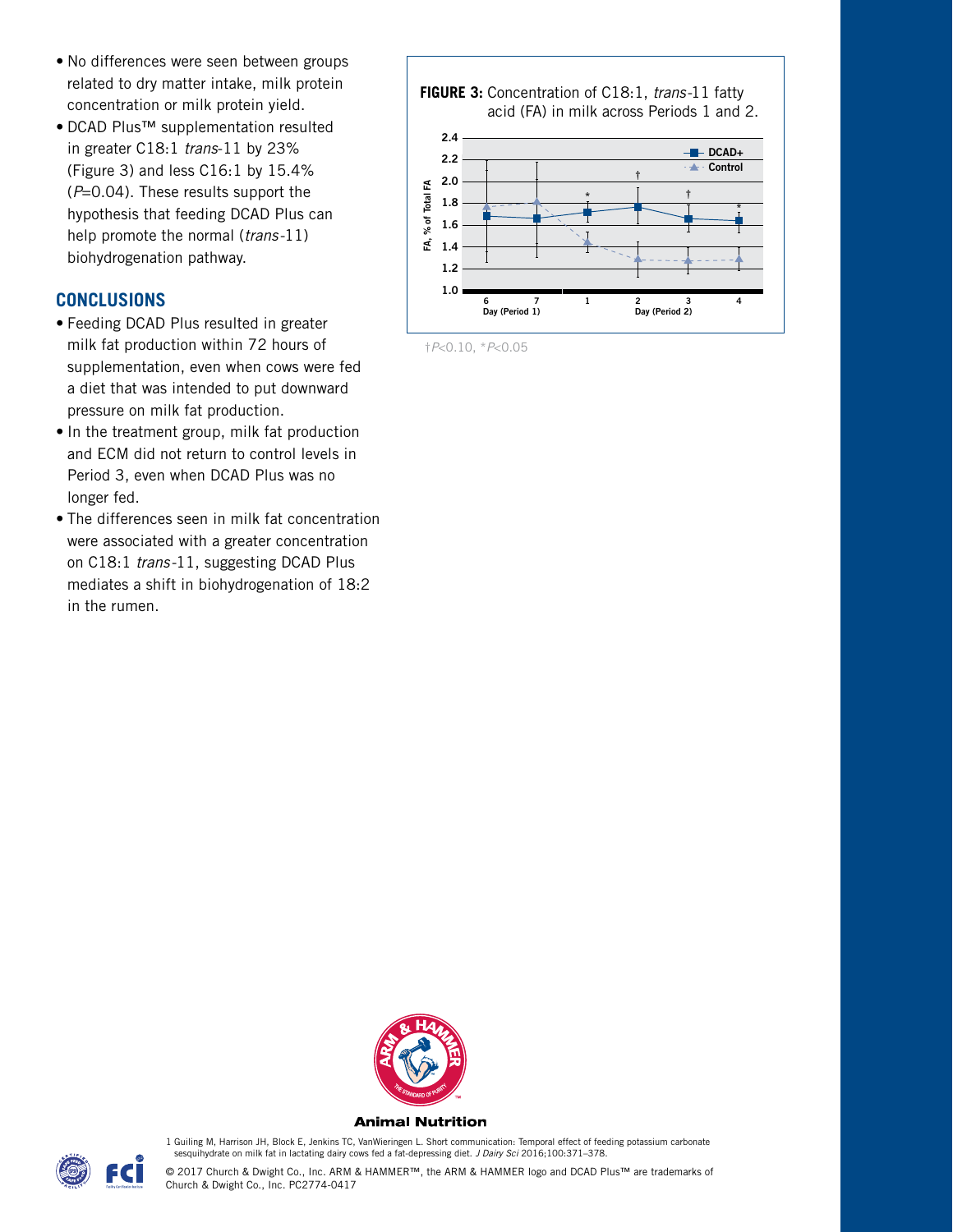- No differences were seen between groups related to dry matter intake, milk protein concentration or milk protein yield.
- DCAD Plus™ supplementation resulted in greater C18:1 *trans*-11 by 23% (Figure 3) and less C16:1 by 15.4% ($P$=0.04). These results support the hypothesis that feeding DCAD Plus can help promote the normal (*trans*-11) biohydrogenation pathway.

## CONCLUSIONS

- Feeding DCAD Plus resulted in greater milk fat production within 72 hours of supplementation, even when cows were fed a diet that was intended to put downward pressure on milk fat production.
- In the treatment group, milk fat production and ECM did not return to control levels in Period 3, even when DCAD Plus was no longer fed.
- The differences seen in milk fat concentration were associated with a greater concentration on C18:1 *trans*-11, suggesting DCAD Plus mediates a shift in biohydrogenation of 18:2 in the rumen.

**FIGURE 3:** Concentration of C18:1, *trans*-11 fatty acid (FA) in milk across Periods 1 and 2.

FA, % of Total FA

2.4
2.2
2.0
1.8
1.6
1.4
1.2
1.0

DCAD+
Control

6 7
Day (Period 1)

1 2 3 4
Day (Period 2)

* † † *

†$P$<0.10, *$P$<0.05

Animal Nutrition

1 Guiling M, Harrison JH, Block E, Jenkins TC, VanWieringen L. Short communication: Temporal effect of feeding potassium carbonate sesquihydrate on milk fat in lactating dairy cows fed a fat-depressing diet. *J Dairy Sci* 2016;100:371–378.

© 2017 Church & Dwight Co., Inc. ARM & HAMMER™, the ARM & HAMMER logo and DCAD Plus™ are trademarks of Church & Dwight Co., Inc. PC2774-0417